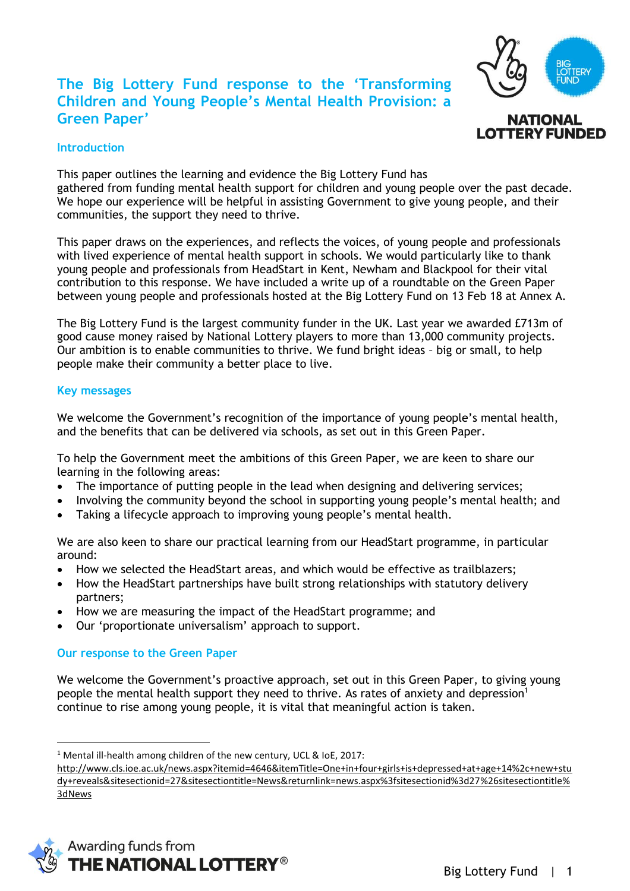# The Big Lottery Fund response to the 'Transforming Children and Young People's Mental Health Provision: a Green Paper'

## Introduction

This paper outlines the learning and evidence the Big Lottery Fund has gathered from funding mental health support for children and young people over the past decade. We hope our experience will be helpful in assisting Government to give young people, and their communities, the support they need to thrive.

This paper draws on the experiences, and reflects the voices, of young people and professionals with lived experience of mental health support in schools. We would particularly like to thank young people and professionals from HeadStart in Kent, Newham and Blackpool for their vital contribution to this response. We have included a write up of a roundtable on the Green Paper between young people and professionals hosted at the Big Lottery Fund on 13 Feb 18 at Annex A.

The Big Lottery Fund is the largest community funder in the UK. Last year we awarded £713m of good cause money raised by National Lottery players to more than 13,000 community projects. Our ambition is to enable communities to thrive. We fund bright ideas – big or small, to help people make their community a better place to live.

## Key messages

We welcome the Government's recognition of the importance of young people's mental health, and the benefits that can be delivered via schools, as set out in this Green Paper.

To help the Government meet the ambitions of this Green Paper, we are keen to share our learning in the following areas:

- The importance of putting people in the lead when designing and delivering services;
- Involving the community beyond the school in supporting young people's mental health; and
- Taking a lifecycle approach to improving young people's mental health.

We are also keen to share our practical learning from our HeadStart programme, in particular around:

- How we selected the HeadStart areas, and which would be effective as trailblazers;
- How the HeadStart partnerships have built strong relationships with statutory delivery partners;
- How we are measuring the impact of the HeadStart programme; and
- Our 'proportionate universalism' approach to support.

## Our response to the Green Paper

We welcome the Government's proactive approach, set out in this Green Paper, to giving young people the mental health support they need to thrive. As rates of anxiety and depression[1] continue to rise among young people, it is vital that meaningful action is taken.

---

[1] Mental ill-health among children of the new century, UCL & IoE, 2017: http://www.cls.ioe.ac.uk/news.aspx?itemid=4646&itemTitle=One+in+four+girls+is+depressed+at+age+14%2c+new+study+reveals&sitesectionid=27&sitesectiontitle=News&returnlink=news.aspx%3fsitesectionid%3d27%26sitesectiontitle%3dNews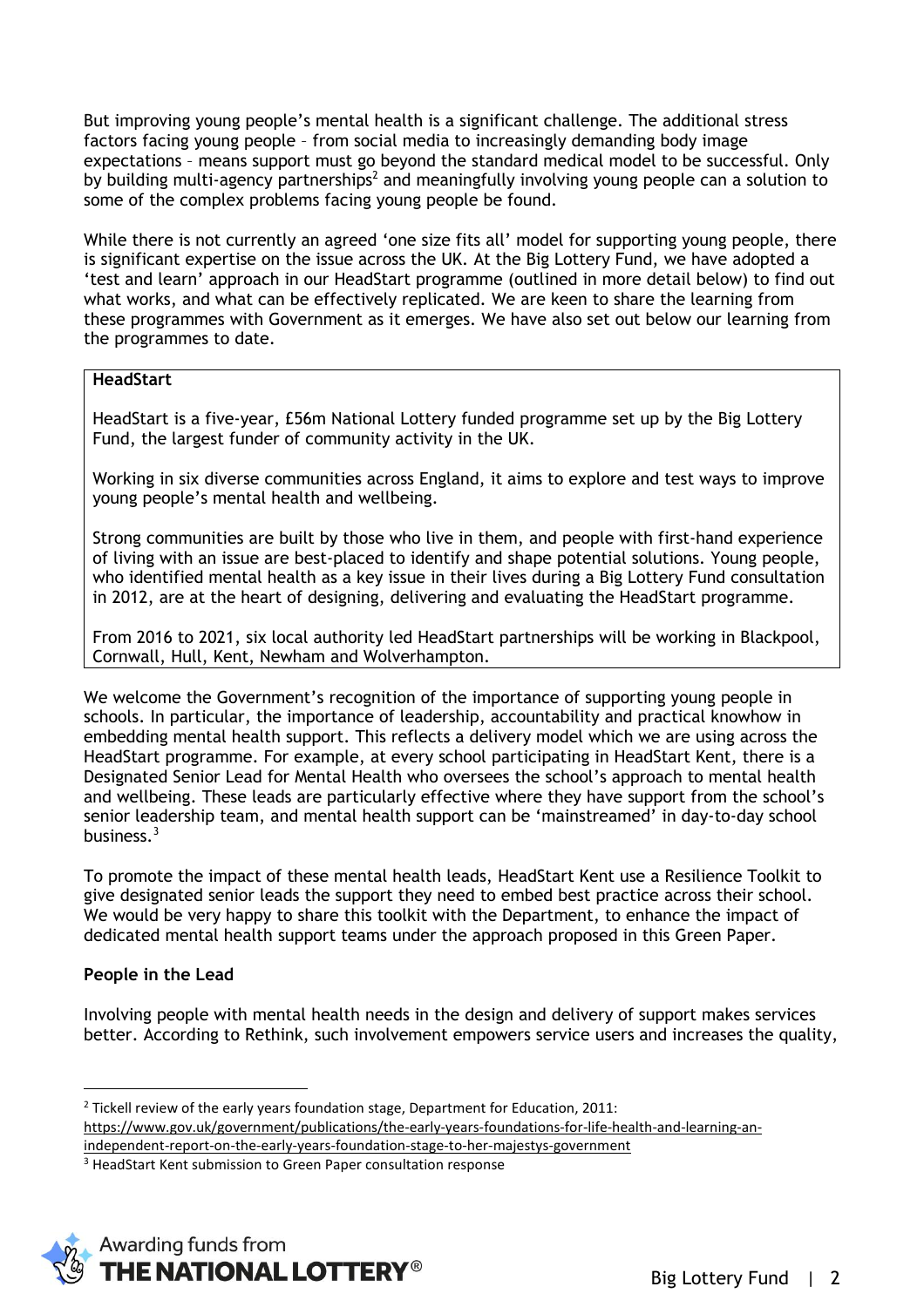But improving young people's mental health is a significant challenge. The additional stress factors facing young people – from social media to increasingly demanding body image expectations – means support must go beyond the standard medical model to be successful. Only by building multi-agency partnerships[2] and meaningfully involving young people can a solution to some of the complex problems facing young people be found.

While there is not currently an agreed 'one size fits all' model for supporting young people, there is significant expertise on the issue across the UK. At the Big Lottery Fund, we have adopted a 'test and learn' approach in our HeadStart programme (outlined in more detail below) to find out what works, and what can be effectively replicated. We are keen to share the learning from these programmes with Government as it emerges. We have also set out below our learning from the programmes to date.

**HeadStart**

HeadStart is a five-year, £56m National Lottery funded programme set up by the Big Lottery Fund, the largest funder of community activity in the UK.

Working in six diverse communities across England, it aims to explore and test ways to improve young people's mental health and wellbeing.

Strong communities are built by those who live in them, and people with first-hand experience of living with an issue are best-placed to identify and shape potential solutions. Young people, who identified mental health as a key issue in their lives during a Big Lottery Fund consultation in 2012, are at the heart of designing, delivering and evaluating the HeadStart programme.

From 2016 to 2021, six local authority led HeadStart partnerships will be working in Blackpool, Cornwall, Hull, Kent, Newham and Wolverhampton.

We welcome the Government's recognition of the importance of supporting young people in schools. In particular, the importance of leadership, accountability and practical knowhow in embedding mental health support. This reflects a delivery model which we are using across the HeadStart programme. For example, at every school participating in HeadStart Kent, there is a Designated Senior Lead for Mental Health who oversees the school's approach to mental health and wellbeing. These leads are particularly effective where they have support from the school's senior leadership team, and mental health support can be 'mainstreamed' in day-to-day school business.[3]

To promote the impact of these mental health leads, HeadStart Kent use a Resilience Toolkit to give designated senior leads the support they need to embed best practice across their school. We would be very happy to share this toolkit with the Department, to enhance the impact of dedicated mental health support teams under the approach proposed in this Green Paper.

**People in the Lead**

Involving people with mental health needs in the design and delivery of support makes services better. According to Rethink, such involvement empowers service users and increases the quality,

---

[2] Tickell review of the early years foundation stage, Department for Education, 2011: https://www.gov.uk/government/publications/the-early-years-foundations-for-life-health-and-learning-an-independent-report-on-the-early-years-foundation-stage-to-her-majestys-government

[3] HeadStart Kent submission to Green Paper consultation response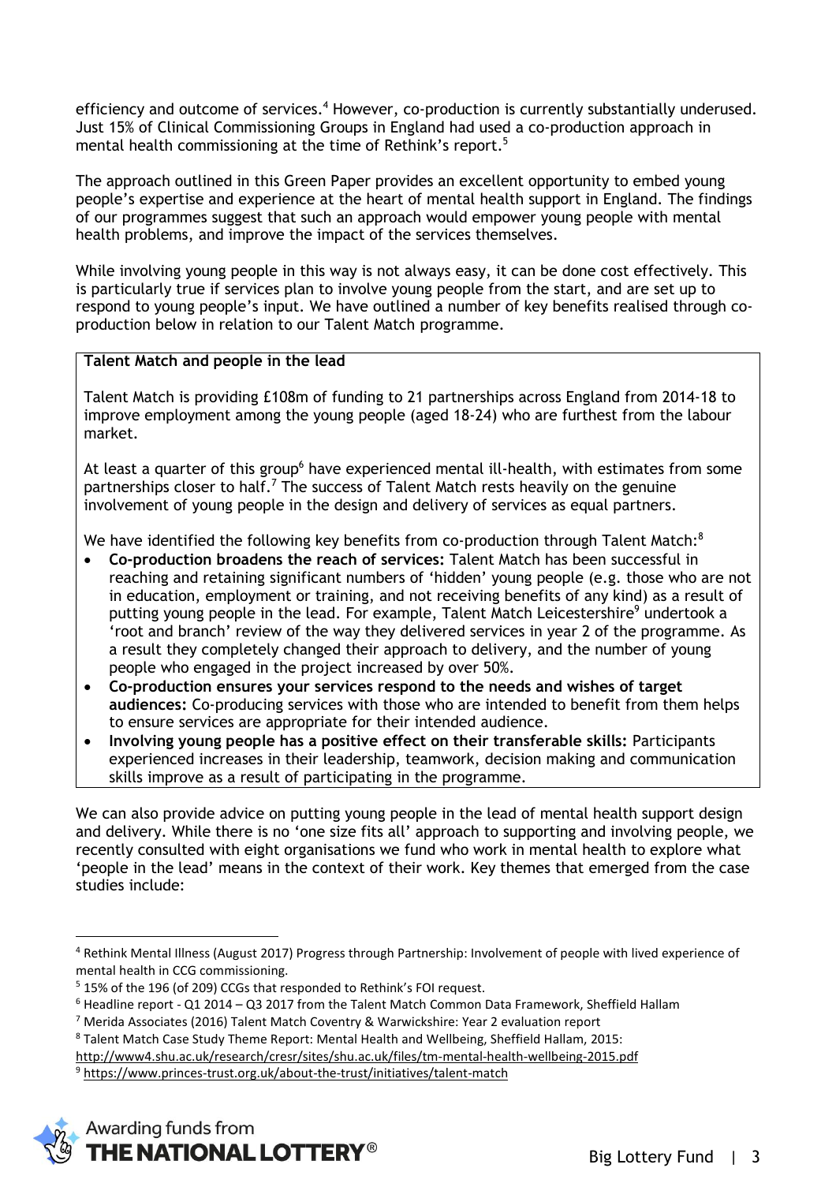efficiency and outcome of services.[4] However, co-production is currently substantially underused. Just 15% of Clinical Commissioning Groups in England had used a co-production approach in mental health commissioning at the time of Rethink's report.[5]

The approach outlined in this Green Paper provides an excellent opportunity to embed young people's expertise and experience at the heart of mental health support in England. The findings of our programmes suggest that such an approach would empower young people with mental health problems, and improve the impact of the services themselves.

While involving young people in this way is not always easy, it can be done cost effectively. This is particularly true if services plan to involve young people from the start, and are set up to respond to young people's input. We have outlined a number of key benefits realised through co-production below in relation to our Talent Match programme.

**Talent Match and people in the lead**

Talent Match is providing £108m of funding to 21 partnerships across England from 2014-18 to improve employment among the young people (aged 18-24) who are furthest from the labour market.

At least a quarter of this group[6] have experienced mental ill-health, with estimates from some partnerships closer to half.[7] The success of Talent Match rests heavily on the genuine involvement of young people in the design and delivery of services as equal partners.

We have identified the following key benefits from co-production through Talent Match:[8]

- **Co-production broadens the reach of services:** Talent Match has been successful in reaching and retaining significant numbers of 'hidden' young people (e.g. those who are not in education, employment or training, and not receiving benefits of any kind) as a result of putting young people in the lead. For example, Talent Match Leicestershire[9] undertook a 'root and branch' review of the way they delivered services in year 2 of the programme. As a result they completely changed their approach to delivery, and the number of young people who engaged in the project increased by over 50%.
- **Co-production ensures your services respond to the needs and wishes of target audiences:** Co-producing services with those who are intended to benefit from them helps to ensure services are appropriate for their intended audience.
- **Involving young people has a positive effect on their transferable skills:** Participants experienced increases in their leadership, teamwork, decision making and communication skills improve as a result of participating in the programme.

We can also provide advice on putting young people in the lead of mental health support design and delivery. While there is no 'one size fits all' approach to supporting and involving people, we recently consulted with eight organisations we fund who work in mental health to explore what 'people in the lead' means in the context of their work. Key themes that emerged from the case studies include:

---

[4] Rethink Mental Illness (August 2017) Progress through Partnership: Involvement of people with lived experience of mental health in CCG commissioning.

[5] 15% of the 196 (of 209) CCGs that responded to Rethink's FOI request.

[6] Headline report - Q1 2014 – Q3 2017 from the Talent Match Common Data Framework, Sheffield Hallam

[7] Merida Associates (2016) Talent Match Coventry & Warwickshire: Year 2 evaluation report

[8] Talent Match Case Study Theme Report: Mental Health and Wellbeing, Sheffield Hallam, 2015: http://www4.shu.ac.uk/research/cresr/sites/shu.ac.uk/files/tm-mental-health-wellbeing-2015.pdf

[9] https://www.princes-trust.org.uk/about-the-trust/initiatives/talent-match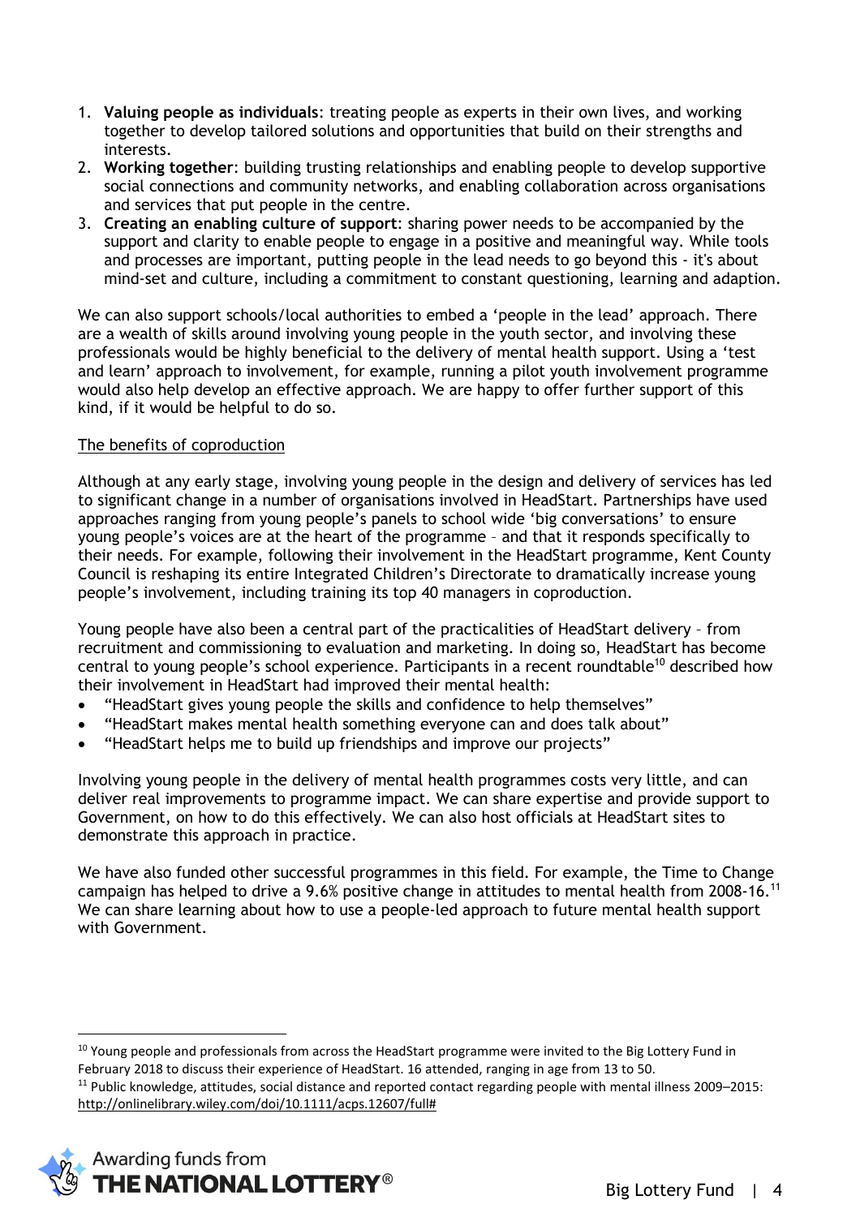1. **Valuing people as individuals**: treating people as experts in their own lives, and working together to develop tailored solutions and opportunities that build on their strengths and interests.
2. **Working together**: building trusting relationships and enabling people to develop supportive social connections and community networks, and enabling collaboration across organisations and services that put people in the centre.
3. **Creating an enabling culture of support**: sharing power needs to be accompanied by the support and clarity to enable people to engage in a positive and meaningful way. While tools and processes are important, putting people in the lead needs to go beyond this - it's about mind-set and culture, including a commitment to constant questioning, learning and adaption.

We can also support schools/local authorities to embed a 'people in the lead' approach. There are a wealth of skills around involving young people in the youth sector, and involving these professionals would be highly beneficial to the delivery of mental health support. Using a 'test and learn' approach to involvement, for example, running a pilot youth involvement programme would also help develop an effective approach. We are happy to offer further support of this kind, if it would be helpful to do so.

<u>The benefits of coproduction</u>

Although at any early stage, involving young people in the design and delivery of services has led to significant change in a number of organisations involved in HeadStart. Partnerships have used approaches ranging from young people's panels to school wide 'big conversations' to ensure young people's voices are at the heart of the programme – and that it responds specifically to their needs. For example, following their involvement in the HeadStart programme, Kent County Council is reshaping its entire Integrated Children's Directorate to dramatically increase young people's involvement, including training its top 40 managers in coproduction.

Young people have also been a central part of the practicalities of HeadStart delivery – from recruitment and commissioning to evaluation and marketing. In doing so, HeadStart has become central to young people's school experience. Participants in a recent roundtable[10] described how their involvement in HeadStart had improved their mental health:

- "HeadStart gives young people the skills and confidence to help themselves"
- "HeadStart makes mental health something everyone can and does talk about"
- "HeadStart helps me to build up friendships and improve our projects"

Involving young people in the delivery of mental health programmes costs very little, and can deliver real improvements to programme impact. We can share expertise and provide support to Government, on how to do this effectively. We can also host officials at HeadStart sites to demonstrate this approach in practice.

We have also funded other successful programmes in this field. For example, the Time to Change campaign has helped to drive a 9.6% positive change in attitudes to mental health from 2008-16.[11] We can share learning about how to use a people-led approach to future mental health support with Government.

---

[10] Young people and professionals from across the HeadStart programme were invited to the Big Lottery Fund in February 2018 to discuss their experience of HeadStart. 16 attended, ranging in age from 13 to 50.

[11] Public knowledge, attitudes, social distance and reported contact regarding people with mental illness 2009–2015: http://onlinelibrary.wiley.com/doi/10.1111/acps.12607/full#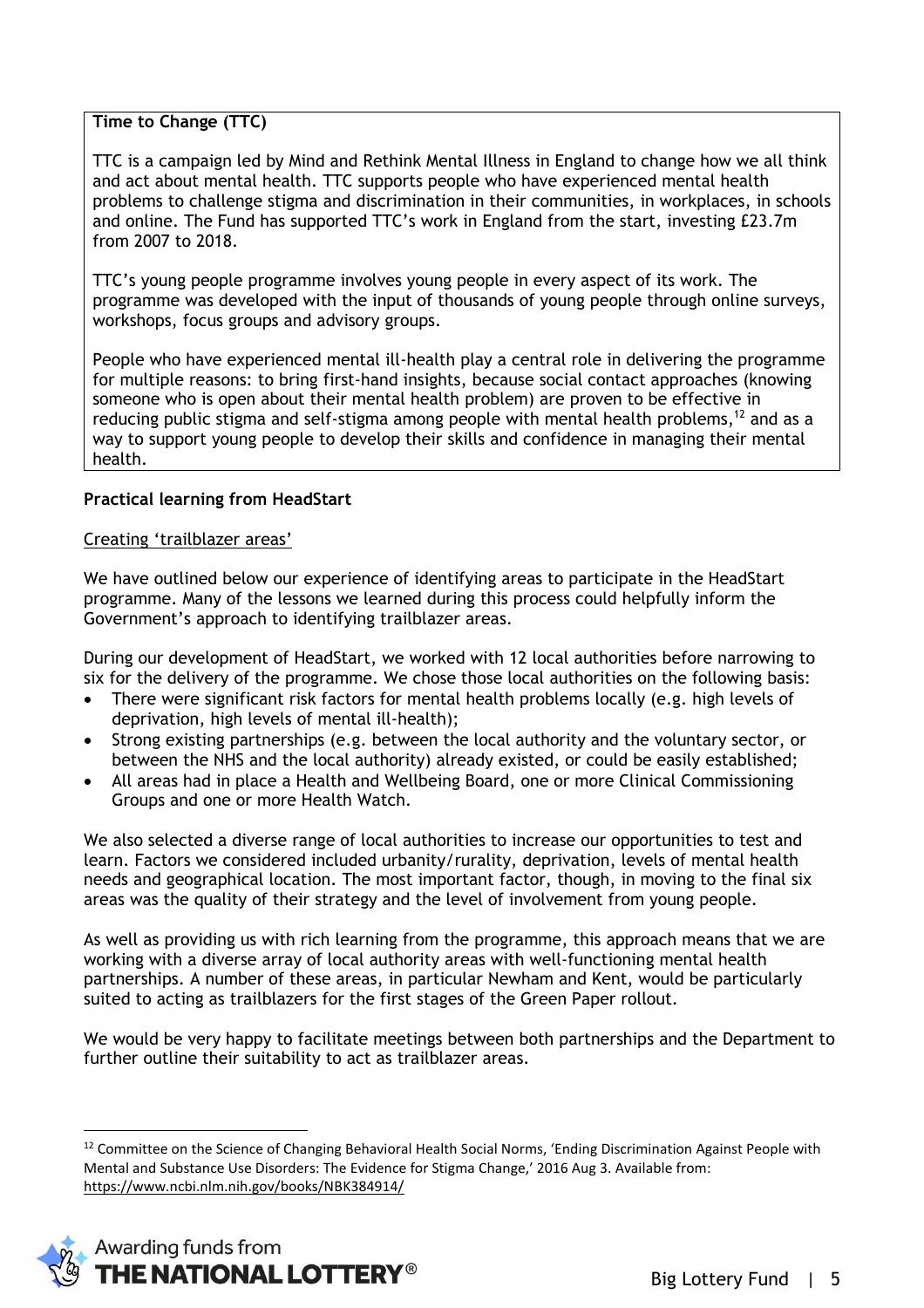**Time to Change (TTC)**

TTC is a campaign led by Mind and Rethink Mental Illness in England to change how we all think and act about mental health. TTC supports people who have experienced mental health problems to challenge stigma and discrimination in their communities, in workplaces, in schools and online. The Fund has supported TTC's work in England from the start, investing £23.7m from 2007 to 2018.

TTC's young people programme involves young people in every aspect of its work. The programme was developed with the input of thousands of young people through online surveys, workshops, focus groups and advisory groups.

People who have experienced mental ill-health play a central role in delivering the programme for multiple reasons: to bring first-hand insights, because social contact approaches (knowing someone who is open about their mental health problem) are proven to be effective in reducing public stigma and self-stigma among people with mental health problems,[12] and as a way to support young people to develop their skills and confidence in managing their mental health.

**Practical learning from HeadStart**

Creating 'trailblazer areas'

We have outlined below our experience of identifying areas to participate in the HeadStart programme. Many of the lessons we learned during this process could helpfully inform the Government's approach to identifying trailblazer areas.

During our development of HeadStart, we worked with 12 local authorities before narrowing to six for the delivery of the programme. We chose those local authorities on the following basis:

- There were significant risk factors for mental health problems locally (e.g. high levels of deprivation, high levels of mental ill-health);
- Strong existing partnerships (e.g. between the local authority and the voluntary sector, or between the NHS and the local authority) already existed, or could be easily established;
- All areas had in place a Health and Wellbeing Board, one or more Clinical Commissioning Groups and one or more Health Watch.

We also selected a diverse range of local authorities to increase our opportunities to test and learn. Factors we considered included urbanity/rurality, deprivation, levels of mental health needs and geographical location. The most important factor, though, in moving to the final six areas was the quality of their strategy and the level of involvement from young people.

As well as providing us with rich learning from the programme, this approach means that we are working with a diverse array of local authority areas with well-functioning mental health partnerships. A number of these areas, in particular Newham and Kent, would be particularly suited to acting as trailblazers for the first stages of the Green Paper rollout.

We would be very happy to facilitate meetings between both partnerships and the Department to further outline their suitability to act as trailblazer areas.

[12] Committee on the Science of Changing Behavioral Health Social Norms, 'Ending Discrimination Against People with Mental and Substance Use Disorders: The Evidence for Stigma Change,' 2016 Aug 3. Available from: https://www.ncbi.nlm.nih.gov/books/NBK384914/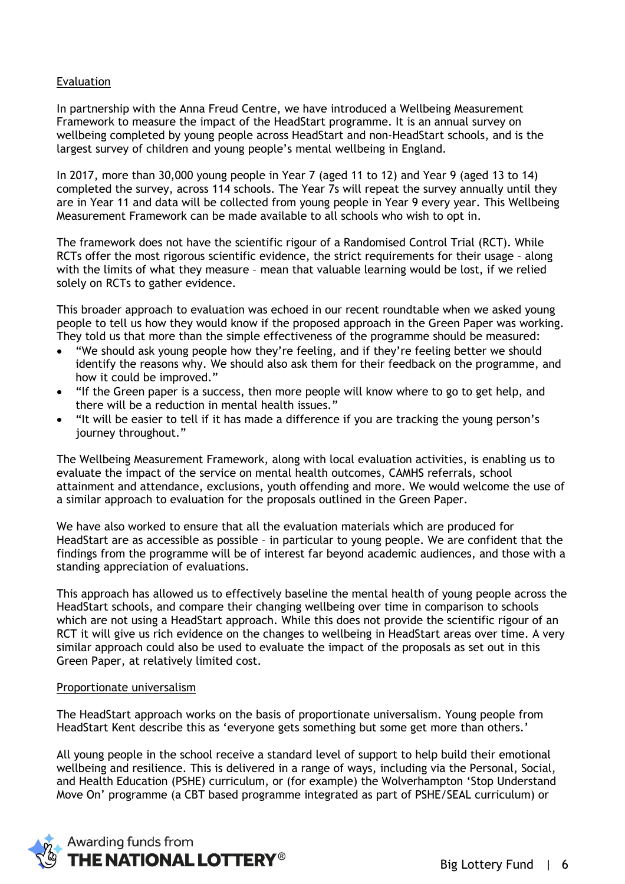Evaluation

In partnership with the Anna Freud Centre, we have introduced a Wellbeing Measurement Framework to measure the impact of the HeadStart programme. It is an annual survey on wellbeing completed by young people across HeadStart and non-HeadStart schools, and is the largest survey of children and young people's mental wellbeing in England.

In 2017, more than 30,000 young people in Year 7 (aged 11 to 12) and Year 9 (aged 13 to 14) completed the survey, across 114 schools. The Year 7s will repeat the survey annually until they are in Year 11 and data will be collected from young people in Year 9 every year. This Wellbeing Measurement Framework can be made available to all schools who wish to opt in.

The framework does not have the scientific rigour of a Randomised Control Trial (RCT). While RCTs offer the most rigorous scientific evidence, the strict requirements for their usage – along with the limits of what they measure – mean that valuable learning would be lost, if we relied solely on RCTs to gather evidence.

This broader approach to evaluation was echoed in our recent roundtable when we asked young people to tell us how they would know if the proposed approach in the Green Paper was working. They told us that more than the simple effectiveness of the programme should be measured:

- "We should ask young people how they're feeling, and if they're feeling better we should identify the reasons why. We should also ask them for their feedback on the programme, and how it could be improved."
- "If the Green paper is a success, then more people will know where to go to get help, and there will be a reduction in mental health issues."
- "It will be easier to tell if it has made a difference if you are tracking the young person's journey throughout."

The Wellbeing Measurement Framework, along with local evaluation activities, is enabling us to evaluate the impact of the service on mental health outcomes, CAMHS referrals, school attainment and attendance, exclusions, youth offending and more. We would welcome the use of a similar approach to evaluation for the proposals outlined in the Green Paper.

We have also worked to ensure that all the evaluation materials which are produced for HeadStart are as accessible as possible – in particular to young people. We are confident that the findings from the programme will be of interest far beyond academic audiences, and those with a standing appreciation of evaluations.

This approach has allowed us to effectively baseline the mental health of young people across the HeadStart schools, and compare their changing wellbeing over time in comparison to schools which are not using a HeadStart approach. While this does not provide the scientific rigour of an RCT it will give us rich evidence on the changes to wellbeing in HeadStart areas over time. A very similar approach could also be used to evaluate the impact of the proposals as set out in this Green Paper, at relatively limited cost.

Proportionate universalism

The HeadStart approach works on the basis of proportionate universalism. Young people from HeadStart Kent describe this as 'everyone gets something but some get more than others.'

All young people in the school receive a standard level of support to help build their emotional wellbeing and resilience. This is delivered in a range of ways, including via the Personal, Social, and Health Education (PSHE) curriculum, or (for example) the Wolverhampton 'Stop Understand Move On' programme (a CBT based programme integrated as part of PSHE/SEAL curriculum) or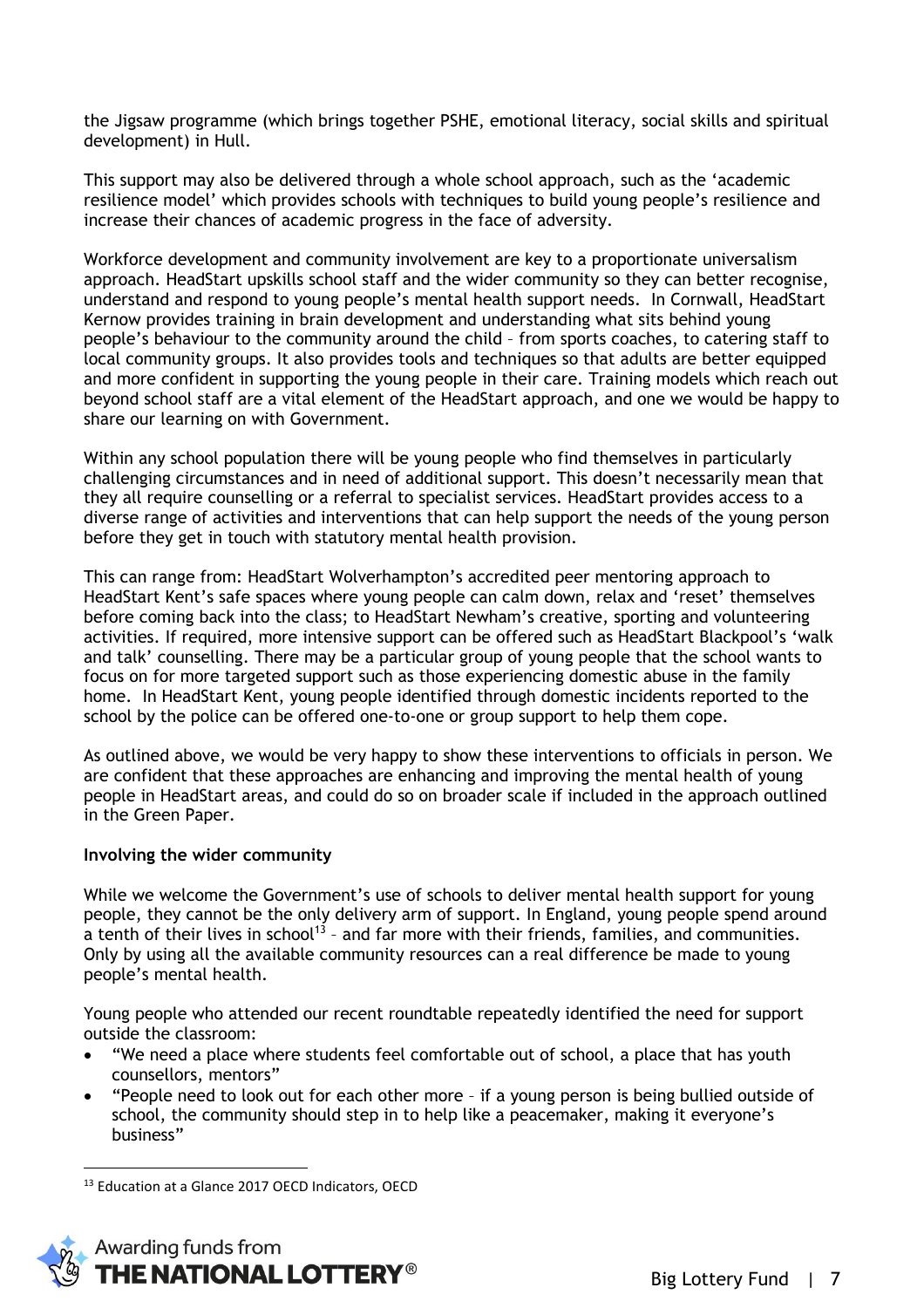the Jigsaw programme (which brings together PSHE, emotional literacy, social skills and spiritual development) in Hull.

This support may also be delivered through a whole school approach, such as the 'academic resilience model' which provides schools with techniques to build young people's resilience and increase their chances of academic progress in the face of adversity.

Workforce development and community involvement are key to a proportionate universalism approach. HeadStart upskills school staff and the wider community so they can better recognise, understand and respond to young people's mental health support needs. In Cornwall, HeadStart Kernow provides training in brain development and understanding what sits behind young people's behaviour to the community around the child – from sports coaches, to catering staff to local community groups. It also provides tools and techniques so that adults are better equipped and more confident in supporting the young people in their care. Training models which reach out beyond school staff are a vital element of the HeadStart approach, and one we would be happy to share our learning on with Government.

Within any school population there will be young people who find themselves in particularly challenging circumstances and in need of additional support. This doesn't necessarily mean that they all require counselling or a referral to specialist services. HeadStart provides access to a diverse range of activities and interventions that can help support the needs of the young person before they get in touch with statutory mental health provision.

This can range from: HeadStart Wolverhampton's accredited peer mentoring approach to HeadStart Kent's safe spaces where young people can calm down, relax and 'reset' themselves before coming back into the class; to HeadStart Newham's creative, sporting and volunteering activities. If required, more intensive support can be offered such as HeadStart Blackpool's 'walk and talk' counselling. There may be a particular group of young people that the school wants to focus on for more targeted support such as those experiencing domestic abuse in the family home. In HeadStart Kent, young people identified through domestic incidents reported to the school by the police can be offered one-to-one or group support to help them cope.

As outlined above, we would be very happy to show these interventions to officials in person. We are confident that these approaches are enhancing and improving the mental health of young people in HeadStart areas, and could do so on broader scale if included in the approach outlined in the Green Paper.

**Involving the wider community**

While we welcome the Government's use of schools to deliver mental health support for young people, they cannot be the only delivery arm of support. In England, young people spend around a tenth of their lives in school[13] – and far more with their friends, families, and communities. Only by using all the available community resources can a real difference be made to young people's mental health.

Young people who attended our recent roundtable repeatedly identified the need for support outside the classroom:

- "We need a place where students feel comfortable out of school, a place that has youth counsellors, mentors"
- "People need to look out for each other more – if a young person is being bullied outside of school, the community should step in to help like a peacemaker, making it everyone's business"

[13] Education at a Glance 2017 OECD Indicators, OECD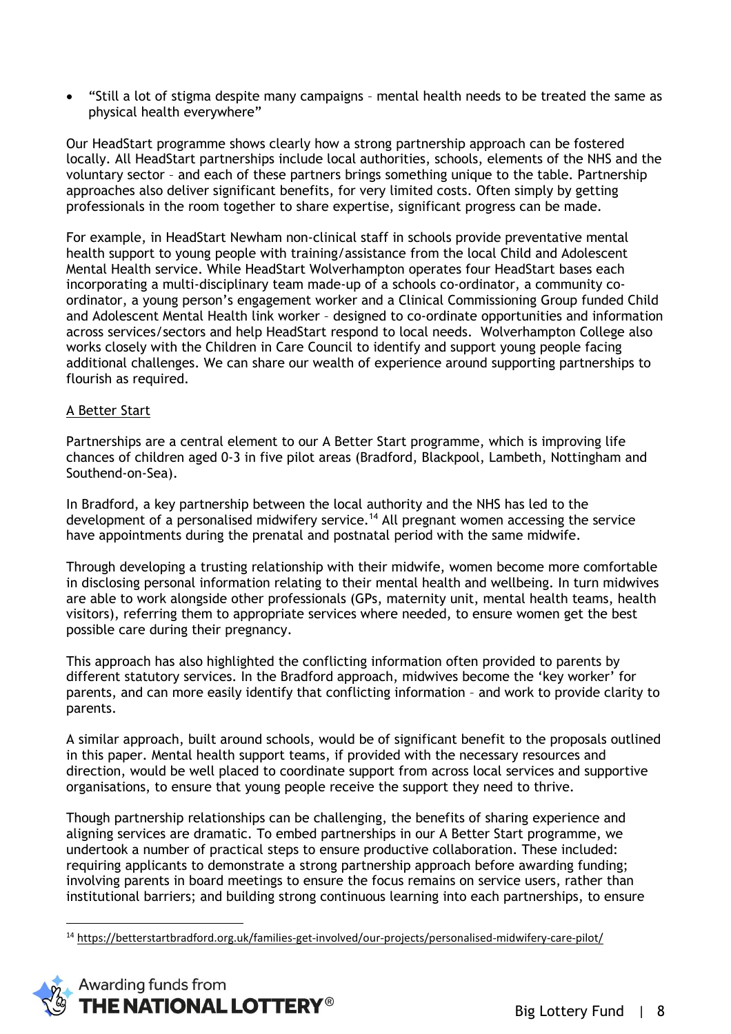- "Still a lot of stigma despite many campaigns – mental health needs to be treated the same as physical health everywhere"

Our HeadStart programme shows clearly how a strong partnership approach can be fostered locally. All HeadStart partnerships include local authorities, schools, elements of the NHS and the voluntary sector – and each of these partners brings something unique to the table. Partnership approaches also deliver significant benefits, for very limited costs. Often simply by getting professionals in the room together to share expertise, significant progress can be made.

For example, in HeadStart Newham non-clinical staff in schools provide preventative mental health support to young people with training/assistance from the local Child and Adolescent Mental Health service. While HeadStart Wolverhampton operates four HeadStart bases each incorporating a multi-disciplinary team made-up of a schools co-ordinator, a community co-ordinator, a young person's engagement worker and a Clinical Commissioning Group funded Child and Adolescent Mental Health link worker – designed to co-ordinate opportunities and information across services/sectors and help HeadStart respond to local needs. Wolverhampton College also works closely with the Children in Care Council to identify and support young people facing additional challenges. We can share our wealth of experience around supporting partnerships to flourish as required.

<u>A Better Start</u>

Partnerships are a central element to our A Better Start programme, which is improving life chances of children aged 0-3 in five pilot areas (Bradford, Blackpool, Lambeth, Nottingham and Southend-on-Sea).

In Bradford, a key partnership between the local authority and the NHS has led to the development of a personalised midwifery service.[14] All pregnant women accessing the service have appointments during the prenatal and postnatal period with the same midwife.

Through developing a trusting relationship with their midwife, women become more comfortable in disclosing personal information relating to their mental health and wellbeing. In turn midwives are able to work alongside other professionals (GPs, maternity unit, mental health teams, health visitors), referring them to appropriate services where needed, to ensure women get the best possible care during their pregnancy.

This approach has also highlighted the conflicting information often provided to parents by different statutory services. In the Bradford approach, midwives become the 'key worker' for parents, and can more easily identify that conflicting information – and work to provide clarity to parents.

A similar approach, built around schools, would be of significant benefit to the proposals outlined in this paper. Mental health support teams, if provided with the necessary resources and direction, would be well placed to coordinate support from across local services and supportive organisations, to ensure that young people receive the support they need to thrive.

Though partnership relationships can be challenging, the benefits of sharing experience and aligning services are dramatic. To embed partnerships in our A Better Start programme, we undertook a number of practical steps to ensure productive collaboration. These included: requiring applicants to demonstrate a strong partnership approach before awarding funding; involving parents in board meetings to ensure the focus remains on service users, rather than institutional barriers; and building strong continuous learning into each partnerships, to ensure

[14] https://betterstartbradford.org.uk/families-get-involved/our-projects/personalised-midwifery-care-pilot/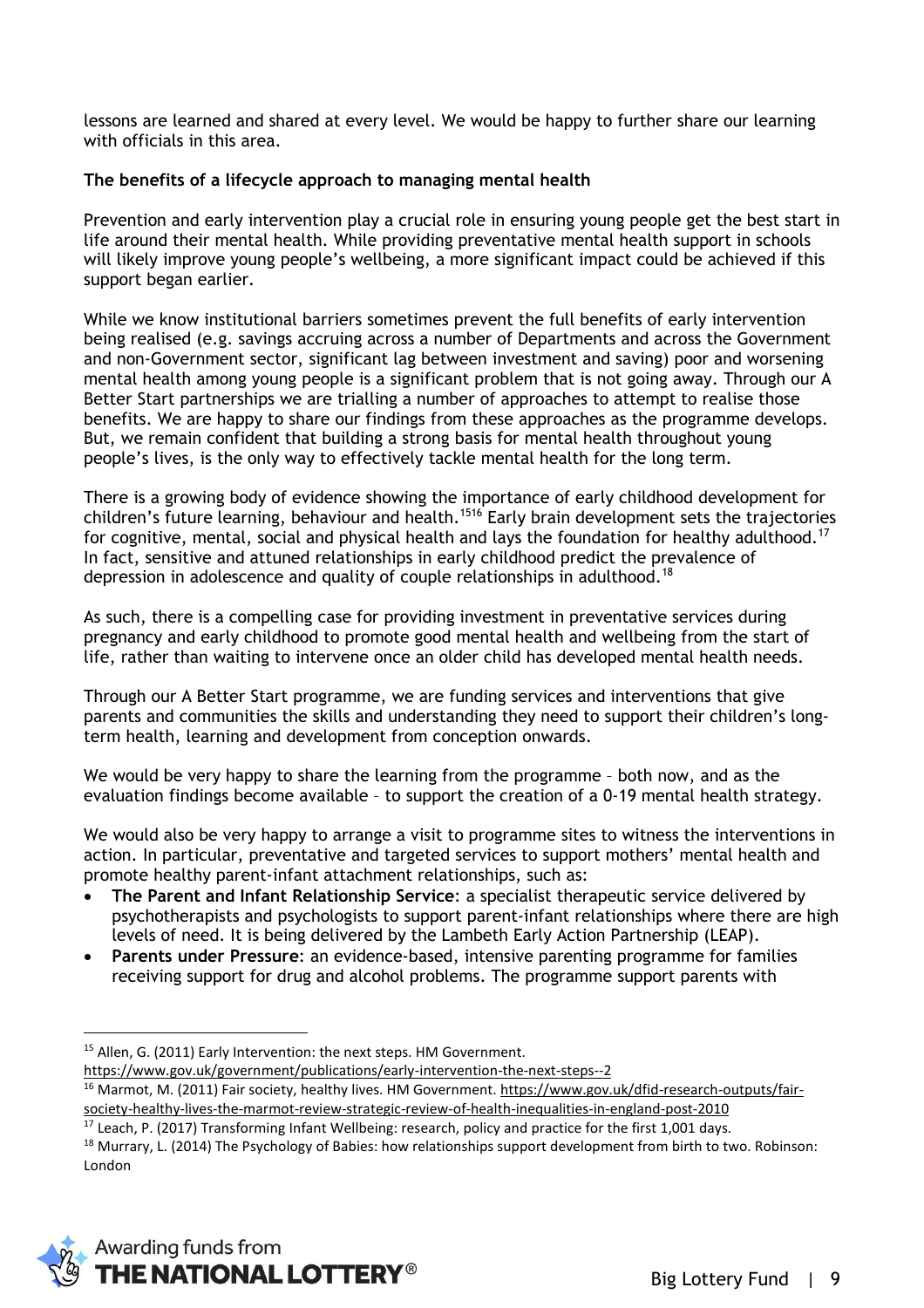lessons are learned and shared at every level. We would be happy to further share our learning with officials in this area.

**The benefits of a lifecycle approach to managing mental health**

Prevention and early intervention play a crucial role in ensuring young people get the best start in life around their mental health. While providing preventative mental health support in schools will likely improve young people's wellbeing, a more significant impact could be achieved if this support began earlier.

While we know institutional barriers sometimes prevent the full benefits of early intervention being realised (e.g. savings accruing across a number of Departments and across the Government and non-Government sector, significant lag between investment and saving) poor and worsening mental health among young people is a significant problem that is not going away. Through our A Better Start partnerships we are trialling a number of approaches to attempt to realise those benefits. We are happy to share our findings from these approaches as the programme develops. But, we remain confident that building a strong basis for mental health throughout young people's lives, is the only way to effectively tackle mental health for the long term.

There is a growing body of evidence showing the importance of early childhood development for children's future learning, behaviour and health.[15][16] Early brain development sets the trajectories for cognitive, mental, social and physical health and lays the foundation for healthy adulthood.[17] In fact, sensitive and attuned relationships in early childhood predict the prevalence of depression in adolescence and quality of couple relationships in adulthood.[18]

As such, there is a compelling case for providing investment in preventative services during pregnancy and early childhood to promote good mental health and wellbeing from the start of life, rather than waiting to intervene once an older child has developed mental health needs.

Through our A Better Start programme, we are funding services and interventions that give parents and communities the skills and understanding they need to support their children's long-term health, learning and development from conception onwards.

We would be very happy to share the learning from the programme – both now, and as the evaluation findings become available – to support the creation of a 0-19 mental health strategy.

We would also be very happy to arrange a visit to programme sites to witness the interventions in action. In particular, preventative and targeted services to support mothers' mental health and promote healthy parent-infant attachment relationships, such as:

- **The Parent and Infant Relationship Service**: a specialist therapeutic service delivered by psychotherapists and psychologists to support parent-infant relationships where there are high levels of need. It is being delivered by the Lambeth Early Action Partnership (LEAP).
- **Parents under Pressure**: an evidence-based, intensive parenting programme for families receiving support for drug and alcohol problems. The programme support parents with

---

[15] Allen, G. (2011) Early Intervention: the next steps. HM Government. https://www.gov.uk/government/publications/early-intervention-the-next-steps--2

[16] Marmot, M. (2011) Fair society, healthy lives. HM Government. https://www.gov.uk/dfid-research-outputs/fair-society-healthy-lives-the-marmot-review-strategic-review-of-health-inequalities-in-england-post-2010

[17] Leach, P. (2017) Transforming Infant Wellbeing: research, policy and practice for the first 1,001 days.

[18] Murrary, L. (2014) The Psychology of Babies: how relationships support development from birth to two. Robinson: London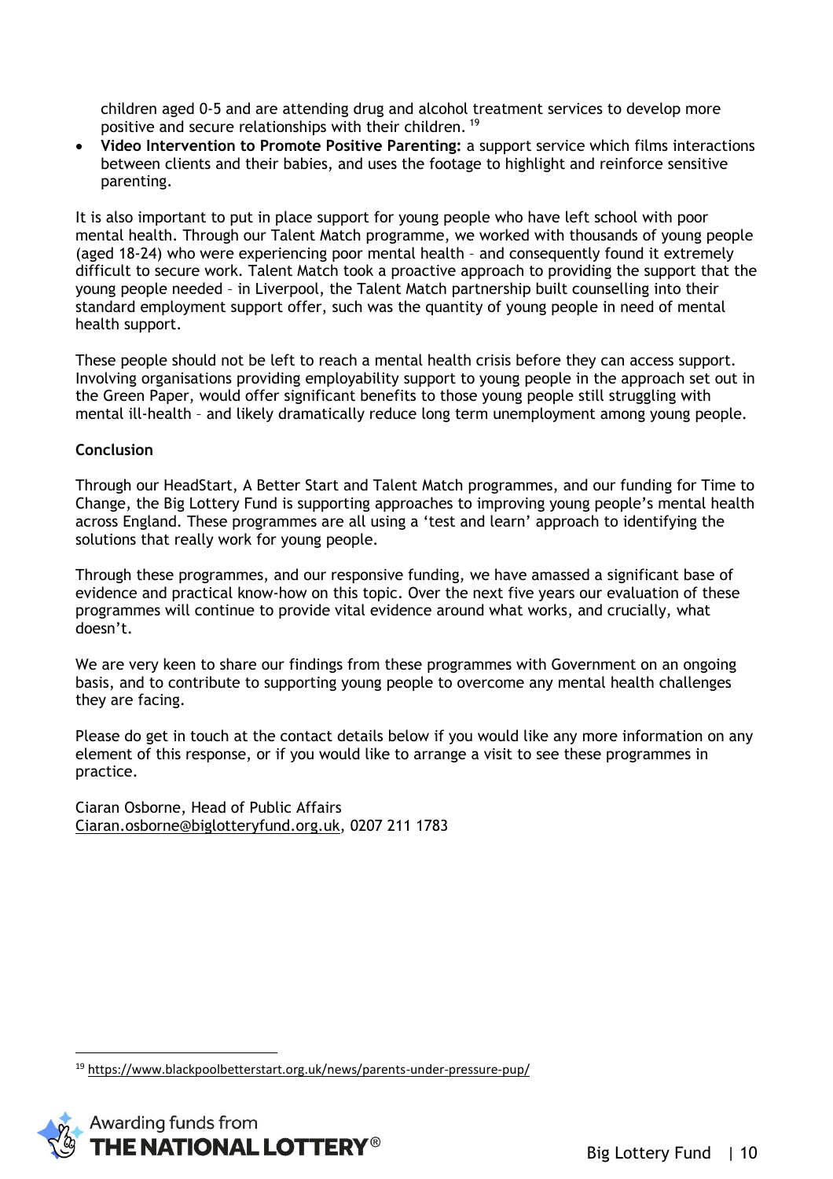children aged 0-5 and are attending drug and alcohol treatment services to develop more positive and secure relationships with their children. [19]

- **Video Intervention to Promote Positive Parenting:** a support service which films interactions between clients and their babies, and uses the footage to highlight and reinforce sensitive parenting.

It is also important to put in place support for young people who have left school with poor mental health. Through our Talent Match programme, we worked with thousands of young people (aged 18-24) who were experiencing poor mental health – and consequently found it extremely difficult to secure work. Talent Match took a proactive approach to providing the support that the young people needed – in Liverpool, the Talent Match partnership built counselling into their standard employment support offer, such was the quantity of young people in need of mental health support.

These people should not be left to reach a mental health crisis before they can access support. Involving organisations providing employability support to young people in the approach set out in the Green Paper, would offer significant benefits to those young people still struggling with mental ill-health – and likely dramatically reduce long term unemployment among young people.

**Conclusion**

Through our HeadStart, A Better Start and Talent Match programmes, and our funding for Time to Change, the Big Lottery Fund is supporting approaches to improving young people's mental health across England. These programmes are all using a 'test and learn' approach to identifying the solutions that really work for young people.

Through these programmes, and our responsive funding, we have amassed a significant base of evidence and practical know-how on this topic. Over the next five years our evaluation of these programmes will continue to provide vital evidence around what works, and crucially, what doesn't.

We are very keen to share our findings from these programmes with Government on an ongoing basis, and to contribute to supporting young people to overcome any mental health challenges they are facing.

Please do get in touch at the contact details below if you would like any more information on any element of this response, or if you would like to arrange a visit to see these programmes in practice.

Ciaran Osborne, Head of Public Affairs
Ciaran.osborne@biglotteryfund.org.uk, 0207 211 1783

[19] https://www.blackpoolbetterstart.org.uk/news/parents-under-pressure-pup/